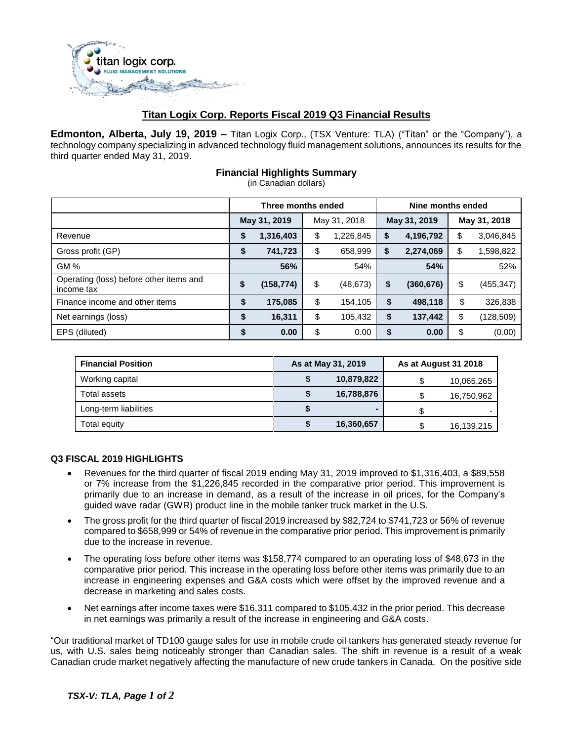# Titan Logix Corp. Reports Fiscal 2019 Q3 Financial Results

**Edmonton, Alberta, July 19, 2019 –** Titan Logix Corp., (TSX Venture: TLA) ("Titan" or the "Company"), a technology company specializing in advanced technology fluid management solutions, announces its results for the third quarter ended May 31, 2019.

## Financial Highlights Summary

(in Canadian dollars)

| | Three months ended | | Nine months ended | |
|---|---|---|---|---|
| | **May 31, 2019** | May 31, 2018 | **May 31, 2019** | May 31, 2018 |
| Revenue | **$ 1,316,403** | $ 1,226,845 | **$ 4,196,792** | $ 3,046,845 |
| Gross profit (GP) | **$ 741,723** | $ 658,999 | **$ 2,274,069** | $ 1,598,822 |
| GM % | **56%** | 54% | **54%** | 52% |
| Operating (loss) before other items and income tax | **$ (158,774)** | $ (48,673) | **$ (360,676)** | $ (455,347) |
| Finance income and other items | **$ 175,085** | $ 154,105 | **$ 498,118** | $ 326,838 |
| Net earnings (loss) | **$ 16,311** | $ 105,432 | **$ 137,442** | $ (128,509) |
| EPS (diluted) | **$ 0.00** | $ 0.00 | **$ 0.00** | $ (0.00) |

| **Financial Position** | **As at May 31, 2019** | **As at August 31 2018** |
|---|---|---|
| Working capital | **$ 10,879,822** | $ 10,065,265 |
| Total assets | **$ 16,788,876** | $ 16,750,962 |
| Long-term liabilities | **$ -** | $ - |
| Total equity | **$ 16,360,657** | $ 16,139,215 |

### Q3 FISCAL 2019 HIGHLIGHTS

- Revenues for the third quarter of fiscal 2019 ending May 31, 2019 improved to $1,316,403, a $89,558 or 7% increase from the $1,226,845 recorded in the comparative prior period. This improvement is primarily due to an increase in demand, as a result of the increase in oil prices, for the Company's guided wave radar (GWR) product line in the mobile tanker truck market in the U.S.
- The gross profit for the third quarter of fiscal 2019 increased by $82,724 to $741,723 or 56% of revenue compared to $658,999 or 54% of revenue in the comparative prior period. This improvement is primarily due to the increase in revenue.
- The operating loss before other items was $158,774 compared to an operating loss of $48,673 in the comparative prior period. This increase in the operating loss before other items was primarily due to an increase in engineering expenses and G&A costs which were offset by the improved revenue and a decrease in marketing and sales costs.
- Net earnings after income taxes were $16,311 compared to $105,432 in the prior period. This decrease in net earnings was primarily a result of the increase in engineering and G&A costs.

"Our traditional market of TD100 gauge sales for use in mobile crude oil tankers has generated steady revenue for us, with U.S. sales being noticeably stronger than Canadian sales. The shift in revenue is a result of a weak Canadian crude market negatively affecting the manufacture of new crude tankers in Canada. On the positive side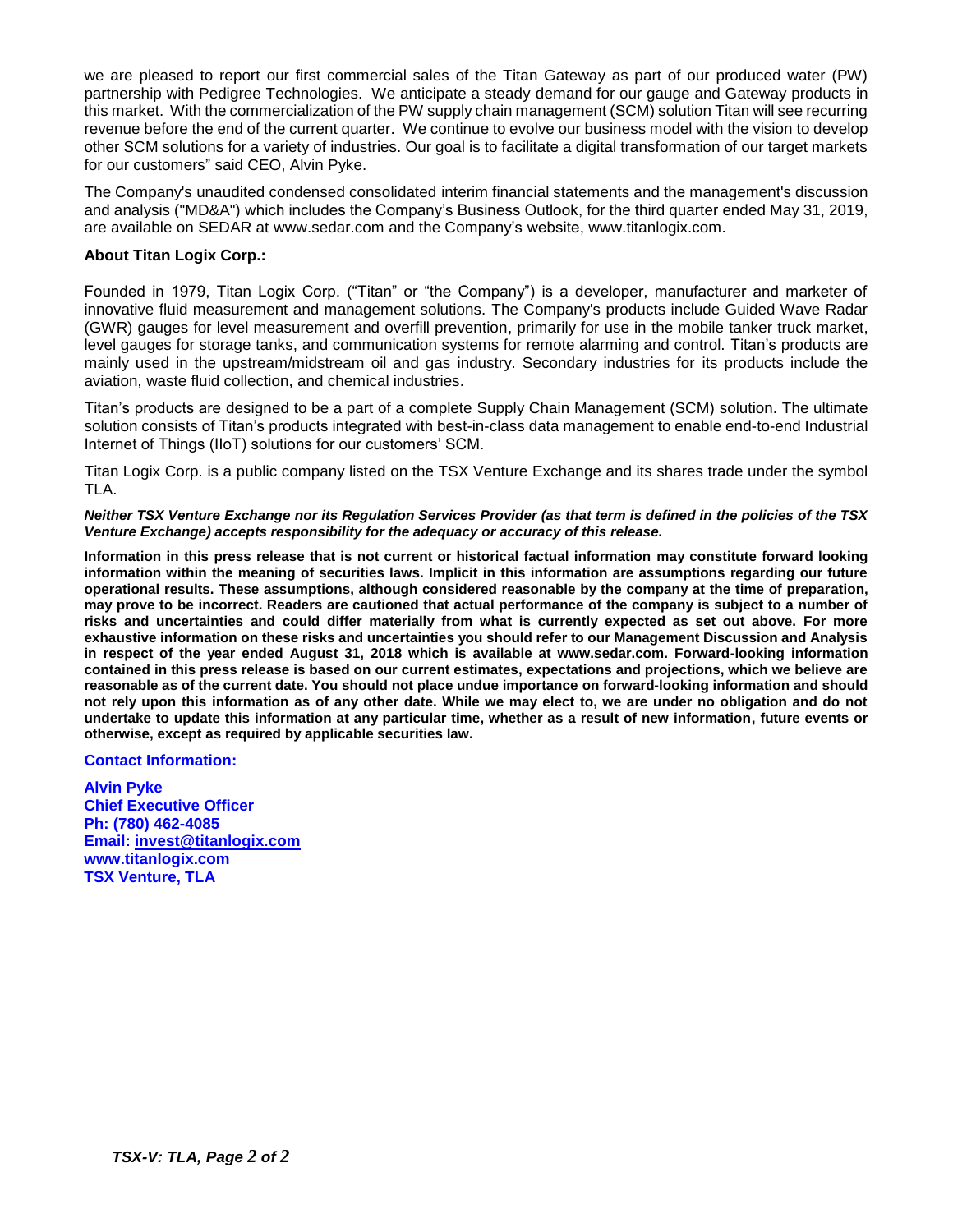we are pleased to report our first commercial sales of the Titan Gateway as part of our produced water (PW) partnership with Pedigree Technologies. We anticipate a steady demand for our gauge and Gateway products in this market. With the commercialization of the PW supply chain management (SCM) solution Titan will see recurring revenue before the end of the current quarter. We continue to evolve our business model with the vision to develop other SCM solutions for a variety of industries. Our goal is to facilitate a digital transformation of our target markets for our customers" said CEO, Alvin Pyke.

The Company's unaudited condensed consolidated interim financial statements and the management's discussion and analysis ("MD&A") which includes the Company's Business Outlook, for the third quarter ended May 31, 2019, are available on SEDAR at www.sedar.com and the Company's website, www.titanlogix.com.

**About Titan Logix Corp.:**

Founded in 1979, Titan Logix Corp. ("Titan" or "the Company") is a developer, manufacturer and marketer of innovative fluid measurement and management solutions. The Company's products include Guided Wave Radar (GWR) gauges for level measurement and overfill prevention, primarily for use in the mobile tanker truck market, level gauges for storage tanks, and communication systems for remote alarming and control. Titan's products are mainly used in the upstream/midstream oil and gas industry. Secondary industries for its products include the aviation, waste fluid collection, and chemical industries.

Titan's products are designed to be a part of a complete Supply Chain Management (SCM) solution. The ultimate solution consists of Titan's products integrated with best-in-class data management to enable end-to-end Industrial Internet of Things (IIoT) solutions for our customers' SCM.

Titan Logix Corp. is a public company listed on the TSX Venture Exchange and its shares trade under the symbol TLA.

***Neither TSX Venture Exchange nor its Regulation Services Provider (as that term is defined in the policies of the TSX Venture Exchange) accepts responsibility for the adequacy or accuracy of this release.***

**Information in this press release that is not current or historical factual information may constitute forward looking information within the meaning of securities laws. Implicit in this information are assumptions regarding our future operational results. These assumptions, although considered reasonable by the company at the time of preparation, may prove to be incorrect. Readers are cautioned that actual performance of the company is subject to a number of risks and uncertainties and could differ materially from what is currently expected as set out above. For more exhaustive information on these risks and uncertainties you should refer to our Management Discussion and Analysis in respect of the year ended August 31, 2018 which is available at www.sedar.com. Forward-looking information contained in this press release is based on our current estimates, expectations and projections, which we believe are reasonable as of the current date. You should not place undue importance on forward-looking information and should not rely upon this information as of any other date. While we may elect to, we are under no obligation and do not undertake to update this information at any particular time, whether as a result of new information, future events or otherwise, except as required by applicable securities law.**

**Contact Information:**

**Alvin Pyke**
**Chief Executive Officer**
**Ph: (780) 462-4085**
**Email: invest@titanlogix.com**
**www.titanlogix.com**
**TSX Venture, TLA**